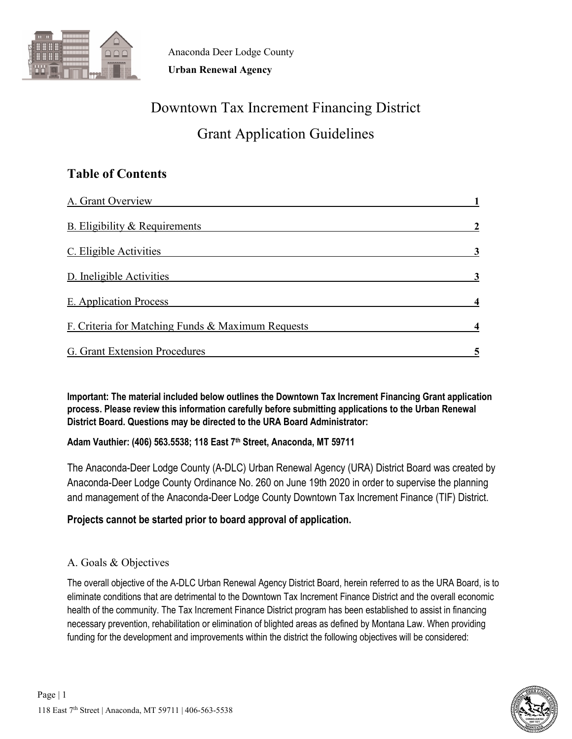Anaconda Deer Lodge County

**Urban Renewal Agency**

# Downtown Tax Increment Financing District

# Grant Application Guidelines

## Table of Contents

| | |
|---|---|
| A. Grant Overview | 1 |
| B. Eligibility & Requirements | 2 |
| C. Eligible Activities | 3 |
| D. Ineligible Activities | 3 |
| E. Application Process | 4 |
| F. Criteria for Matching Funds & Maximum Requests | 4 |
| G. Grant Extension Procedures | 5 |

**Important: The material included below outlines the Downtown Tax Increment Financing Grant application process. Please review this information carefully before submitting applications to the Urban Renewal District Board. Questions may be directed to the URA Board Administrator:**

**Adam Vauthier: (406) 563.5538; 118 East 7th Street, Anaconda, MT 59711**

The Anaconda-Deer Lodge County (A-DLC) Urban Renewal Agency (URA) District Board was created by Anaconda-Deer Lodge County Ordinance No. 260 on June 19th 2020 in order to supervise the planning and management of the Anaconda-Deer Lodge County Downtown Tax Increment Finance (TIF) District.

**Projects cannot be started prior to board approval of application.**

## A. Goals & Objectives

The overall objective of the A-DLC Urban Renewal Agency District Board, herein referred to as the URA Board, is to eliminate conditions that are detrimental to the Downtown Tax Increment Finance District and the overall economic health of the community. The Tax Increment Finance District program has been established to assist in financing necessary prevention, rehabilitation or elimination of blighted areas as defined by Montana Law. When providing funding for the development and improvements within the district the following objectives will be considered: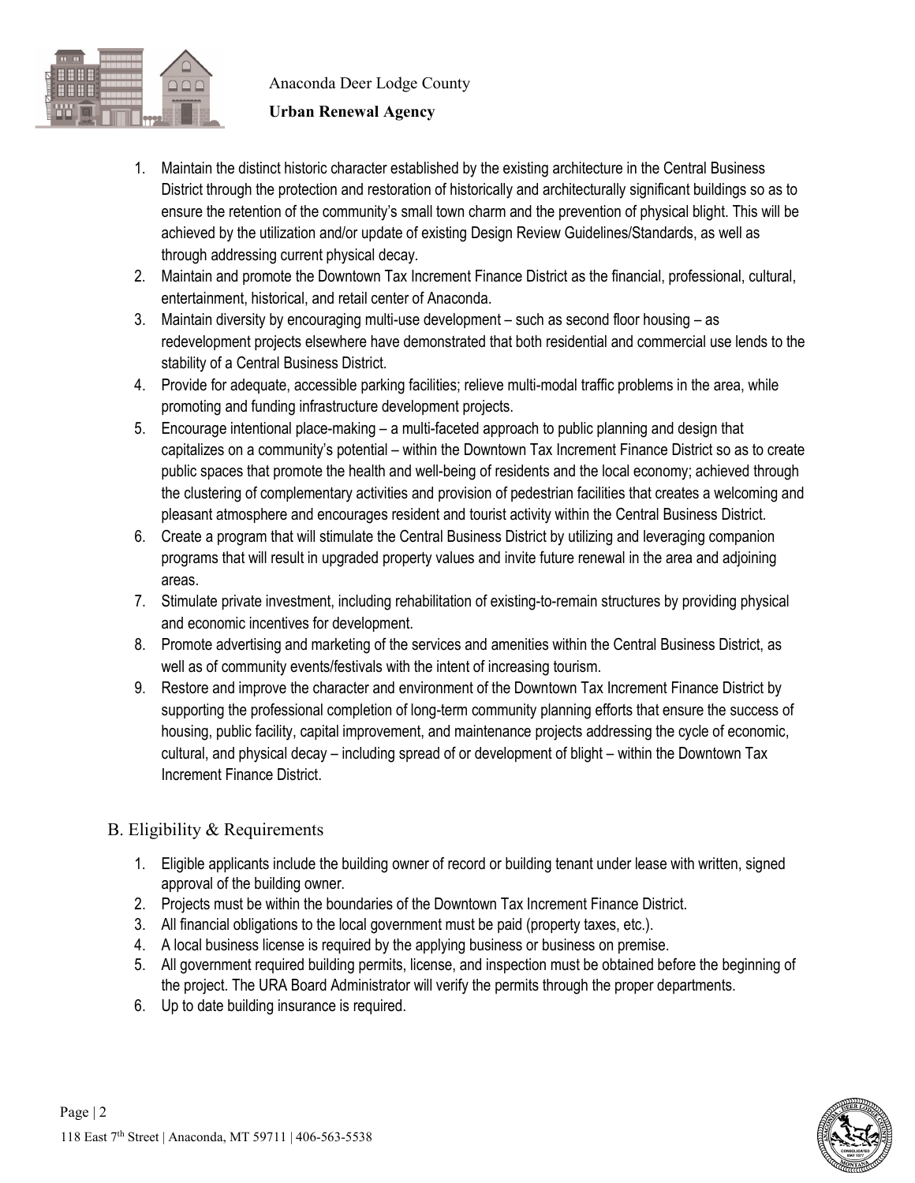1. Maintain the distinct historic character established by the existing architecture in the Central Business District through the protection and restoration of historically and architecturally significant buildings so as to ensure the retention of the community's small town charm and the prevention of physical blight. This will be achieved by the utilization and/or update of existing Design Review Guidelines/Standards, as well as through addressing current physical decay.
2. Maintain and promote the Downtown Tax Increment Finance District as the financial, professional, cultural, entertainment, historical, and retail center of Anaconda.
3. Maintain diversity by encouraging multi-use development – such as second floor housing – as redevelopment projects elsewhere have demonstrated that both residential and commercial use lends to the stability of a Central Business District.
4. Provide for adequate, accessible parking facilities; relieve multi-modal traffic problems in the area, while promoting and funding infrastructure development projects.
5. Encourage intentional place-making – a multi-faceted approach to public planning and design that capitalizes on a community's potential – within the Downtown Tax Increment Finance District so as to create public spaces that promote the health and well-being of residents and the local economy; achieved through the clustering of complementary activities and provision of pedestrian facilities that creates a welcoming and pleasant atmosphere and encourages resident and tourist activity within the Central Business District.
6. Create a program that will stimulate the Central Business District by utilizing and leveraging companion programs that will result in upgraded property values and invite future renewal in the area and adjoining areas.
7. Stimulate private investment, including rehabilitation of existing-to-remain structures by providing physical and economic incentives for development.
8. Promote advertising and marketing of the services and amenities within the Central Business District, as well as of community events/festivals with the intent of increasing tourism.
9. Restore and improve the character and environment of the Downtown Tax Increment Finance District by supporting the professional completion of long-term community planning efforts that ensure the success of housing, public facility, capital improvement, and maintenance projects addressing the cycle of economic, cultural, and physical decay – including spread of or development of blight – within the Downtown Tax Increment Finance District.

## B. Eligibility & Requirements

1. Eligible applicants include the building owner of record or building tenant under lease with written, signed approval of the building owner.
2. Projects must be within the boundaries of the Downtown Tax Increment Finance District.
3. All financial obligations to the local government must be paid (property taxes, etc.).
4. A local business license is required by the applying business or business on premise.
5. All government required building permits, license, and inspection must be obtained before the beginning of the project. The URA Board Administrator will verify the permits through the proper departments.
6. Up to date building insurance is required.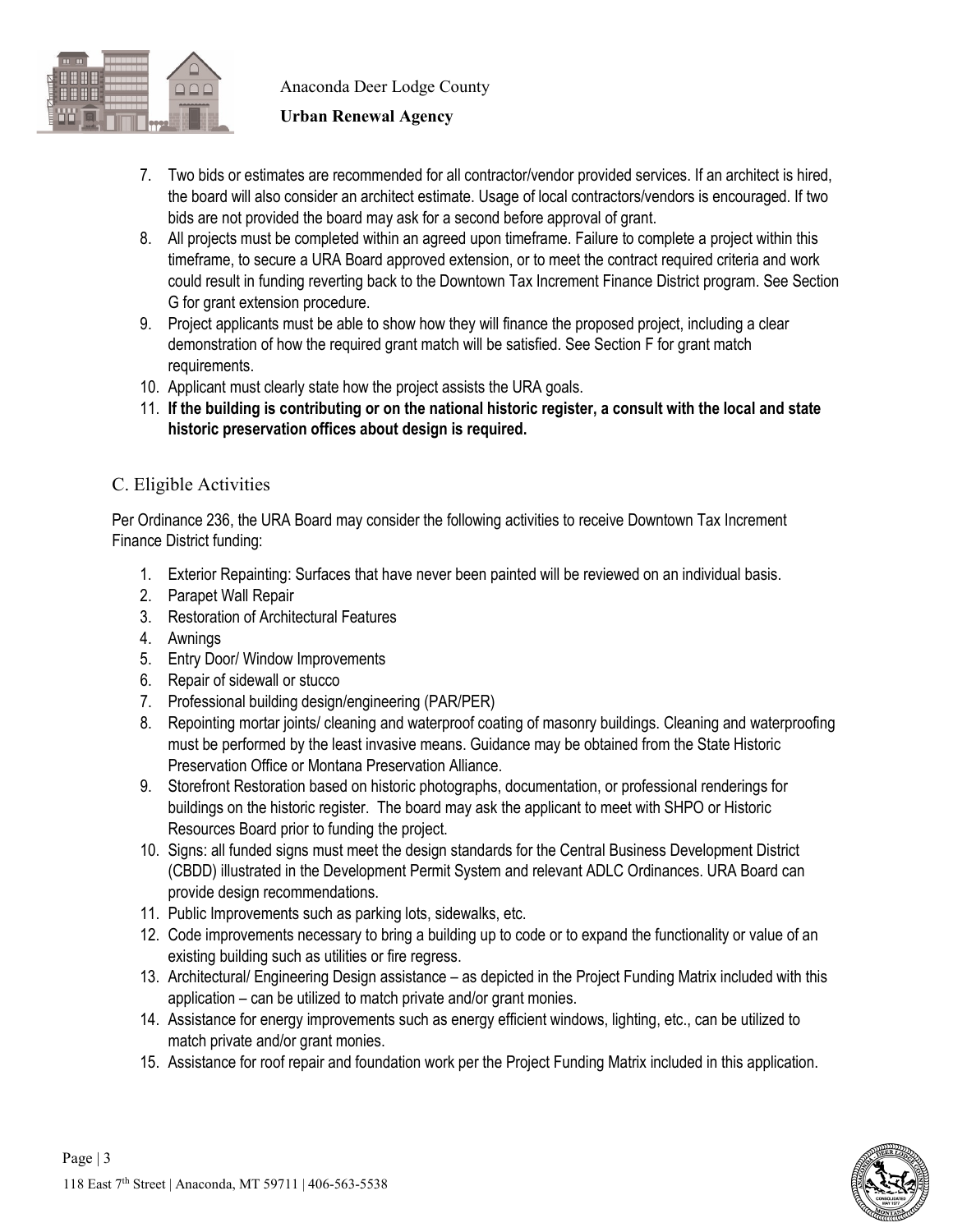7. Two bids or estimates are recommended for all contractor/vendor provided services. If an architect is hired, the board will also consider an architect estimate. Usage of local contractors/vendors is encouraged. If two bids are not provided the board may ask for a second before approval of grant.
8. All projects must be completed within an agreed upon timeframe. Failure to complete a project within this timeframe, to secure a URA Board approved extension, or to meet the contract required criteria and work could result in funding reverting back to the Downtown Tax Increment Finance District program. See Section G for grant extension procedure.
9. Project applicants must be able to show how they will finance the proposed project, including a clear demonstration of how the required grant match will be satisfied. See Section F for grant match requirements.
10. Applicant must clearly state how the project assists the URA goals.
11. **If the building is contributing or on the national historic register, a consult with the local and state historic preservation offices about design is required.**

## C. Eligible Activities

Per Ordinance 236, the URA Board may consider the following activities to receive Downtown Tax Increment Finance District funding:

1. Exterior Repainting: Surfaces that have never been painted will be reviewed on an individual basis.
2. Parapet Wall Repair
3. Restoration of Architectural Features
4. Awnings
5. Entry Door/ Window Improvements
6. Repair of sidewall or stucco
7. Professional building design/engineering (PAR/PER)
8. Repointing mortar joints/ cleaning and waterproof coating of masonry buildings. Cleaning and waterproofing must be performed by the least invasive means. Guidance may be obtained from the State Historic Preservation Office or Montana Preservation Alliance.
9. Storefront Restoration based on historic photographs, documentation, or professional renderings for buildings on the historic register. The board may ask the applicant to meet with SHPO or Historic Resources Board prior to funding the project.
10. Signs: all funded signs must meet the design standards for the Central Business Development District (CBDD) illustrated in the Development Permit System and relevant ADLC Ordinances. URA Board can provide design recommendations.
11. Public Improvements such as parking lots, sidewalks, etc.
12. Code improvements necessary to bring a building up to code or to expand the functionality or value of an existing building such as utilities or fire regress.
13. Architectural/ Engineering Design assistance – as depicted in the Project Funding Matrix included with this application – can be utilized to match private and/or grant monies.
14. Assistance for energy improvements such as energy efficient windows, lighting, etc., can be utilized to match private and/or grant monies.
15. Assistance for roof repair and foundation work per the Project Funding Matrix included in this application.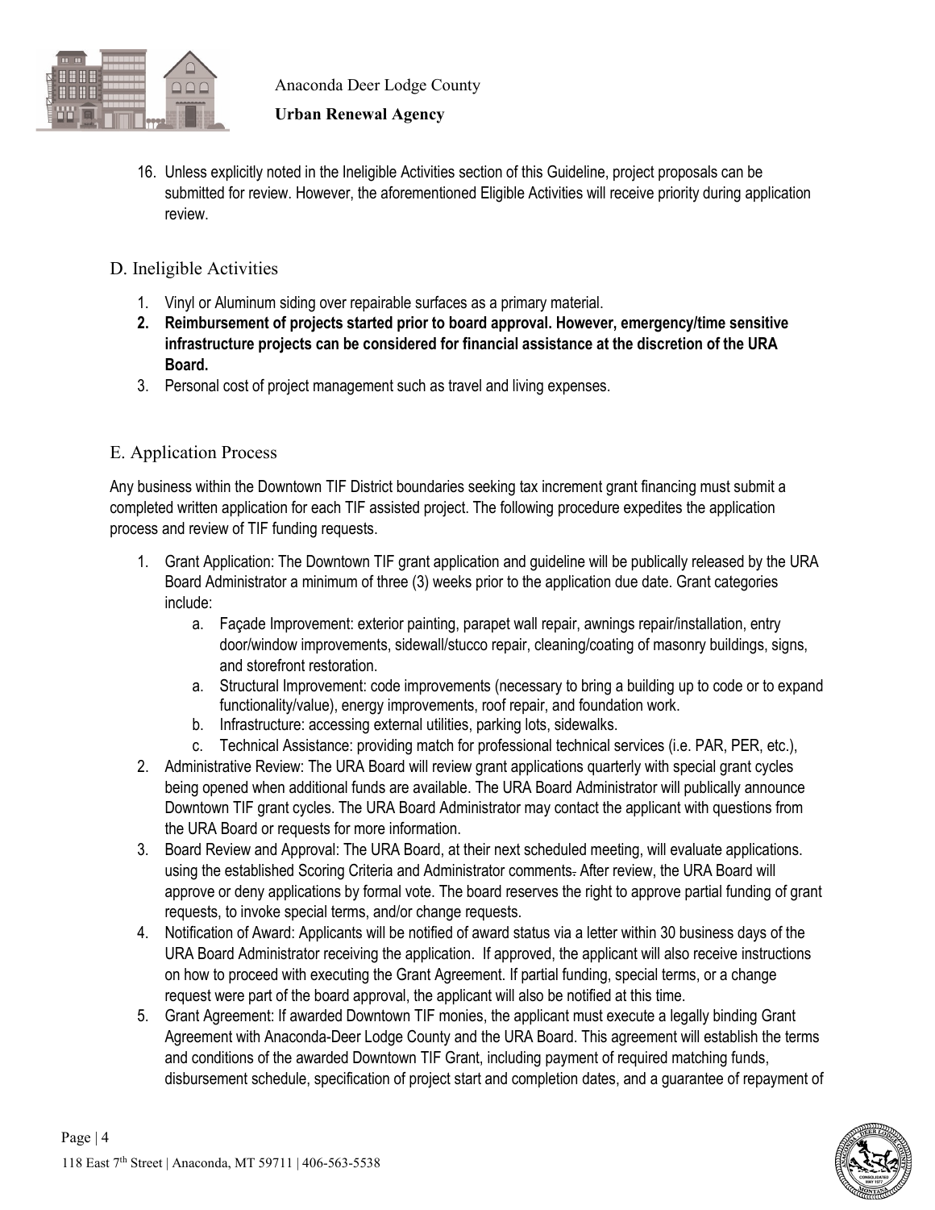16. Unless explicitly noted in the Ineligible Activities section of this Guideline, project proposals can be submitted for review. However, the aforementioned Eligible Activities will receive priority during application review.

## D. Ineligible Activities

1. Vinyl or Aluminum siding over repairable surfaces as a primary material.
2. **Reimbursement of projects started prior to board approval. However, emergency/time sensitive infrastructure projects can be considered for financial assistance at the discretion of the URA Board.**
3. Personal cost of project management such as travel and living expenses.

## E. Application Process

Any business within the Downtown TIF District boundaries seeking tax increment grant financing must submit a completed written application for each TIF assisted project. The following procedure expedites the application process and review of TIF funding requests.

1. Grant Application: The Downtown TIF grant application and guideline will be publically released by the URA Board Administrator a minimum of three (3) weeks prior to the application due date. Grant categories include:
   a. Façade Improvement: exterior painting, parapet wall repair, awnings repair/installation, entry door/window improvements, sidewall/stucco repair, cleaning/coating of masonry buildings, signs, and storefront restoration.
   a. Structural Improvement: code improvements (necessary to bring a building up to code or to expand functionality/value), energy improvements, roof repair, and foundation work.
   b. Infrastructure: accessing external utilities, parking lots, sidewalks.
   c. Technical Assistance: providing match for professional technical services (i.e. PAR, PER, etc.),
2. Administrative Review: The URA Board will review grant applications quarterly with special grant cycles being opened when additional funds are available. The URA Board Administrator will publically announce Downtown TIF grant cycles. The URA Board Administrator may contact the applicant with questions from the URA Board or requests for more information.
3. Board Review and Approval: The URA Board, at their next scheduled meeting, will evaluate applications. using the established Scoring Criteria and Administrator comments. After review, the URA Board will approve or deny applications by formal vote. The board reserves the right to approve partial funding of grant requests, to invoke special terms, and/or change requests.
4. Notification of Award: Applicants will be notified of award status via a letter within 30 business days of the URA Board Administrator receiving the application. If approved, the applicant will also receive instructions on how to proceed with executing the Grant Agreement. If partial funding, special terms, or a change request were part of the board approval, the applicant will also be notified at this time.
5. Grant Agreement: If awarded Downtown TIF monies, the applicant must execute a legally binding Grant Agreement with Anaconda-Deer Lodge County and the URA Board. This agreement will establish the terms and conditions of the awarded Downtown TIF Grant, including payment of required matching funds, disbursement schedule, specification of project start and completion dates, and a guarantee of repayment of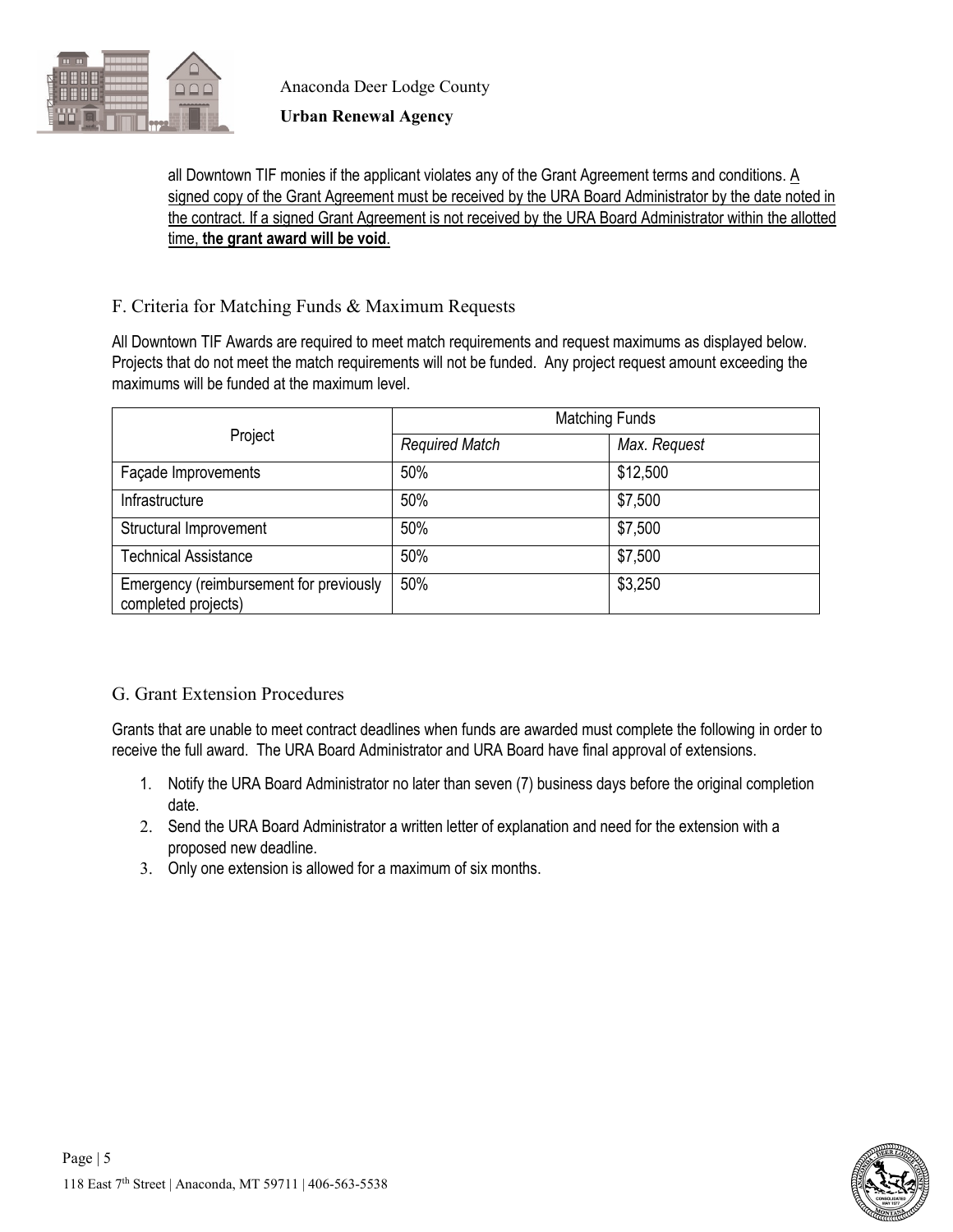all Downtown TIF monies if the applicant violates any of the Grant Agreement terms and conditions. A signed copy of the Grant Agreement must be received by the URA Board Administrator by the date noted in the contract. If a signed Grant Agreement is not received by the URA Board Administrator within the allotted time, **the grant award will be void**.

## F. Criteria for Matching Funds & Maximum Requests

All Downtown TIF Awards are required to meet match requirements and request maximums as displayed below. Projects that do not meet the match requirements will not be funded. Any project request amount exceeding the maximums will be funded at the maximum level.

| Project | Matching Funds | |
|---|---|---|
| | *Required Match* | *Max. Request* |
| Façade Improvements | 50% | $12,500 |
| Infrastructure | 50% | $7,500 |
| Structural Improvement | 50% | $7,500 |
| Technical Assistance | 50% | $7,500 |
| Emergency (reimbursement for previously completed projects) | 50% | $3,250 |

## G. Grant Extension Procedures

Grants that are unable to meet contract deadlines when funds are awarded must complete the following in order to receive the full award. The URA Board Administrator and URA Board have final approval of extensions.

1. Notify the URA Board Administrator no later than seven (7) business days before the original completion date.
2. Send the URA Board Administrator a written letter of explanation and need for the extension with a proposed new deadline.
3. Only one extension is allowed for a maximum of six months.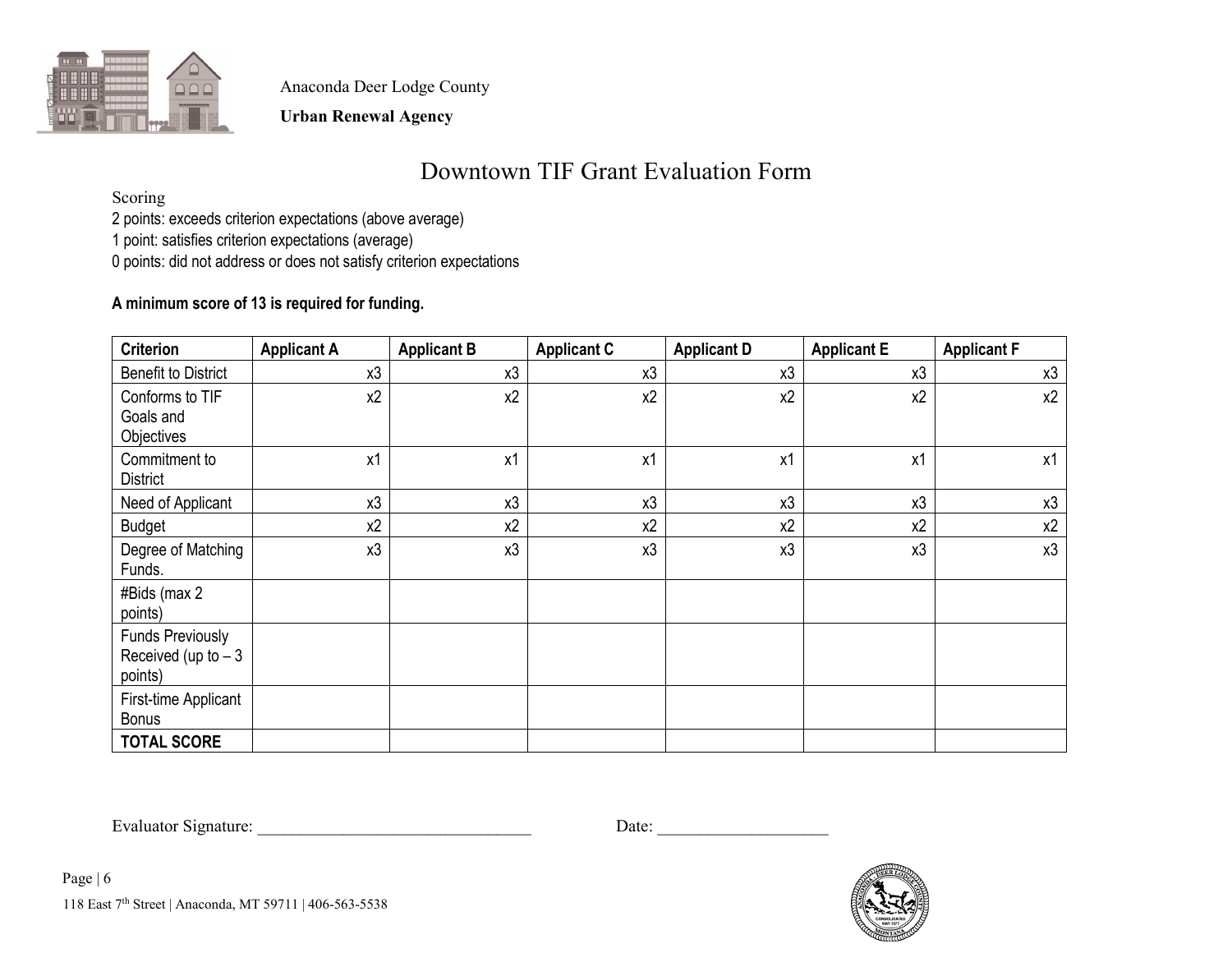Anaconda Deer Lodge County

**Urban Renewal Agency**

# Downtown TIF Grant Evaluation Form

Scoring

2 points: exceeds criterion expectations (above average)

1 point: satisfies criterion expectations (average)

0 points: did not address or does not satisfy criterion expectations

**A minimum score of 13 is required for funding.**

| Criterion | Applicant A | Applicant B | Applicant C | Applicant D | Applicant E | Applicant F |
|---|---|---|---|---|---|---|
| Benefit to District | x3 | x3 | x3 | x3 | x3 | x3 |
| Conforms to TIF Goals and Objectives | x2 | x2 | x2 | x2 | x2 | x2 |
| Commitment to District | x1 | x1 | x1 | x1 | x1 | x1 |
| Need of Applicant | x3 | x3 | x3 | x3 | x3 | x3 |
| Budget | x2 | x2 | x2 | x2 | x2 | x2 |
| Degree of Matching Funds. | x3 | x3 | x3 | x3 | x3 | x3 |
| #Bids (max 2 points) | | | | | | |
| Funds Previously Received (up to – 3 points) | | | | | | |
| First-time Applicant Bonus | | | | | | |
| **TOTAL SCORE** | | | | | | |

Evaluator Signature: ________________________________ Date: ____________________

118 East 7th Street | Anaconda, MT 59711 | 406-563-5538